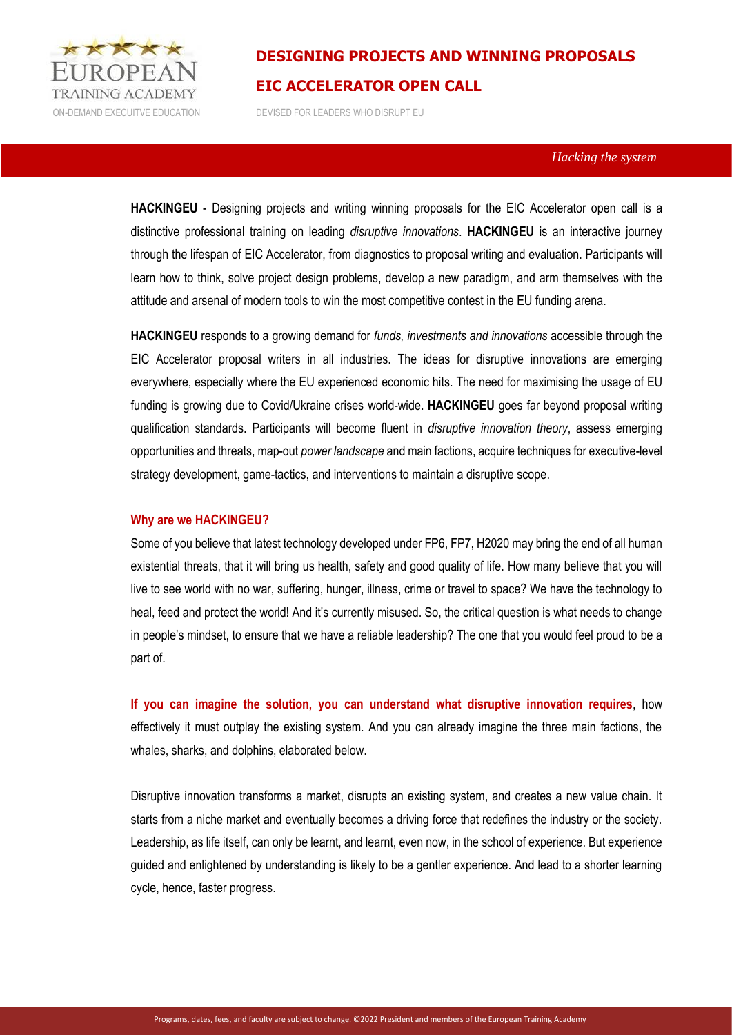# DESIGNING PROJECTS AND WINNING PROPOSALS

## EIC ACCELERATOR OPEN CALL

DEVISED FOR LEADERS WHO DISRUPT EU

*Hacking the system*

**HACKINGEU** - Designing projects and writing winning proposals for the EIC Accelerator open call is a distinctive professional training on leading *disruptive innovations*. **HACKINGEU** is an interactive journey through the lifespan of EIC Accelerator, from diagnostics to proposal writing and evaluation. Participants will learn how to think, solve project design problems, develop a new paradigm, and arm themselves with the attitude and arsenal of modern tools to win the most competitive contest in the EU funding arena.

**HACKINGEU** responds to a growing demand for *funds, investments and innovations* accessible through the EIC Accelerator proposal writers in all industries. The ideas for disruptive innovations are emerging everywhere, especially where the EU experienced economic hits. The need for maximising the usage of EU funding is growing due to Covid/Ukraine crises world-wide. **HACKINGEU** goes far beyond proposal writing qualification standards. Participants will become fluent in *disruptive innovation theory*, assess emerging opportunities and threats, map-out *power landscape* and main factions, acquire techniques for executive-level strategy development, game-tactics, and interventions to maintain a disruptive scope.

### Why are we HACKINGEU?

Some of you believe that latest technology developed under FP6, FP7, H2020 may bring the end of all human existential threats, that it will bring us health, safety and good quality of life. How many believe that you will live to see world with no war, suffering, hunger, illness, crime or travel to space? We have the technology to heal, feed and protect the world! And it's currently misused. So, the critical question is what needs to change in people's mindset, to ensure that we have a reliable leadership? The one that you would feel proud to be a part of.

**If you can imagine the solution, you can understand what disruptive innovation requires**, how effectively it must outplay the existing system. And you can already imagine the three main factions, the whales, sharks, and dolphins, elaborated below.

Disruptive innovation transforms a market, disrupts an existing system, and creates a new value chain. It starts from a niche market and eventually becomes a driving force that redefines the industry or the society. Leadership, as life itself, can only be learnt, and learnt, even now, in the school of experience. But experience guided and enlightened by understanding is likely to be a gentler experience. And lead to a shorter learning cycle, hence, faster progress.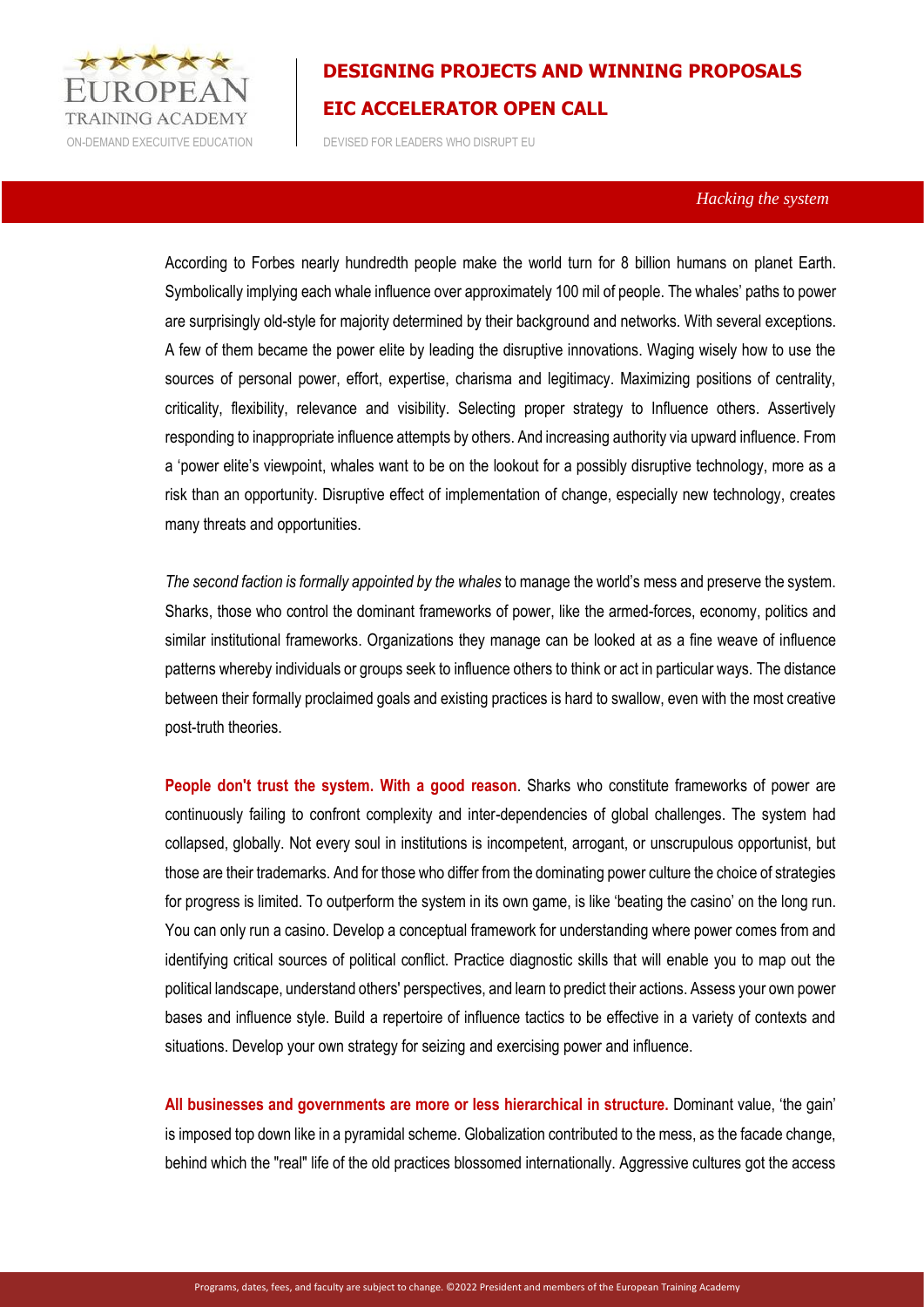According to Forbes nearly hundredth people make the world turn for 8 billion humans on planet Earth. Symbolically implying each whale influence over approximately 100 mil of people. The whales' paths to power are surprisingly old-style for majority determined by their background and networks. With several exceptions. A few of them became the power elite by leading the disruptive innovations. Waging wisely how to use the sources of personal power, effort, expertise, charisma and legitimacy. Maximizing positions of centrality, criticality, flexibility, relevance and visibility. Selecting proper strategy to Influence others. Assertively responding to inappropriate influence attempts by others. And increasing authority via upward influence. From a 'power elite's viewpoint, whales want to be on the lookout for a possibly disruptive technology, more as a risk than an opportunity. Disruptive effect of implementation of change, especially new technology, creates many threats and opportunities.

*The second faction is formally appointed by the whales* to manage the world's mess and preserve the system. Sharks, those who control the dominant frameworks of power, like the armed-forces, economy, politics and similar institutional frameworks. Organizations they manage can be looked at as a fine weave of influence patterns whereby individuals or groups seek to influence others to think or act in particular ways. The distance between their formally proclaimed goals and existing practices is hard to swallow, even with the most creative post-truth theories.

**People don't trust the system. With a good reason**. Sharks who constitute frameworks of power are continuously failing to confront complexity and inter-dependencies of global challenges. The system had collapsed, globally. Not every soul in institutions is incompetent, arrogant, or unscrupulous opportunist, but those are their trademarks. And for those who differ from the dominating power culture the choice of strategies for progress is limited. To outperform the system in its own game, is like 'beating the casino' on the long run. You can only run a casino. Develop a conceptual framework for understanding where power comes from and identifying critical sources of political conflict. Practice diagnostic skills that will enable you to map out the political landscape, understand others' perspectives, and learn to predict their actions. Assess your own power bases and influence style. Build a repertoire of influence tactics to be effective in a variety of contexts and situations. Develop your own strategy for seizing and exercising power and influence.

**All businesses and governments are more or less hierarchical in structure.** Dominant value, 'the gain' is imposed top down like in a pyramidal scheme. Globalization contributed to the mess, as the facade change, behind which the "real" life of the old practices blossomed internationally. Aggressive cultures got the access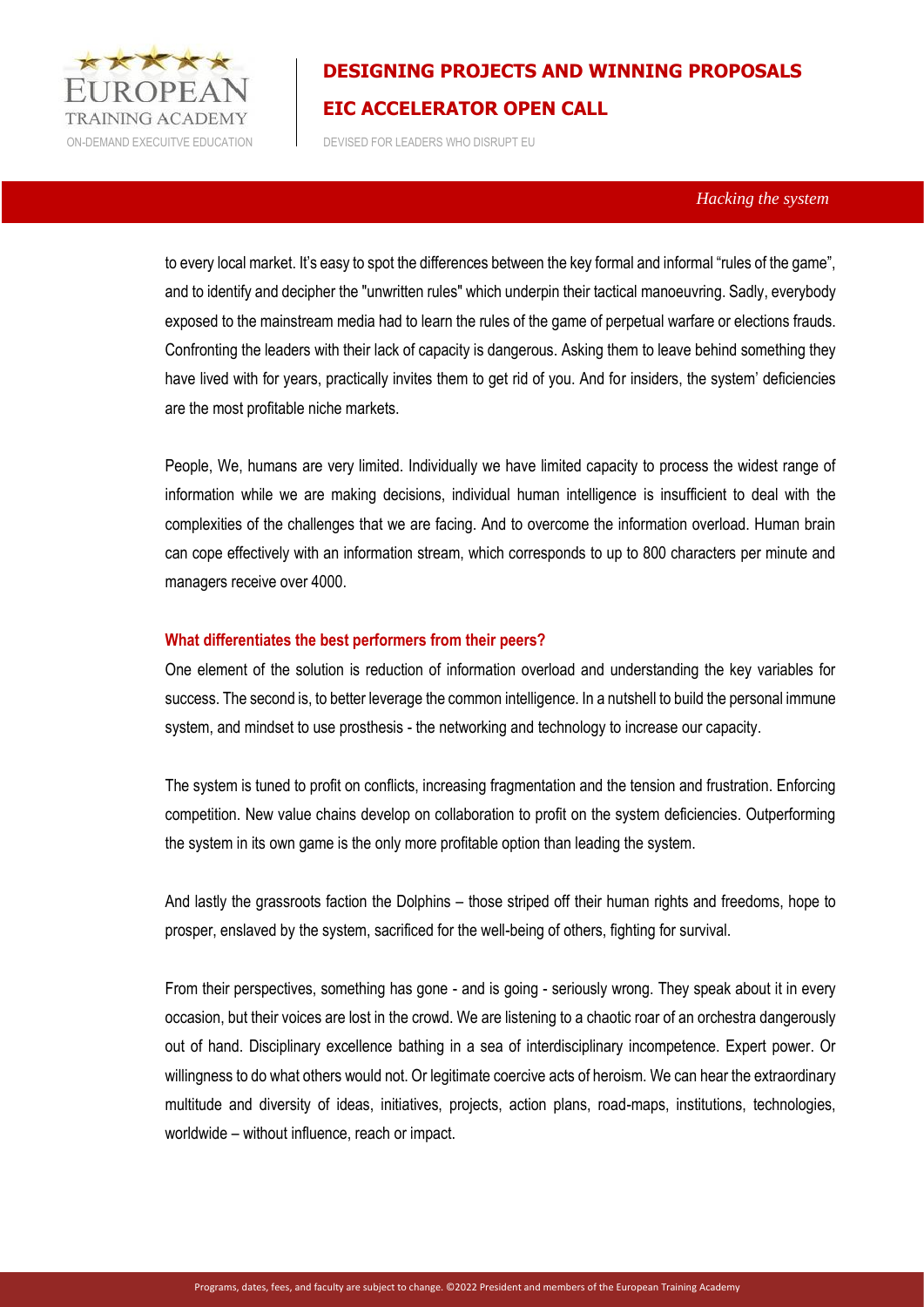to every local market. It's easy to spot the differences between the key formal and informal "rules of the game", and to identify and decipher the "unwritten rules" which underpin their tactical manoeuvring. Sadly, everybody exposed to the mainstream media had to learn the rules of the game of perpetual warfare or elections frauds. Confronting the leaders with their lack of capacity is dangerous. Asking them to leave behind something they have lived with for years, practically invites them to get rid of you. And for insiders, the system' deficiencies are the most profitable niche markets.

People, We, humans are very limited. Individually we have limited capacity to process the widest range of information while we are making decisions, individual human intelligence is insufficient to deal with the complexities of the challenges that we are facing. And to overcome the information overload. Human brain can cope effectively with an information stream, which corresponds to up to 800 characters per minute and managers receive over 4000.

### What differentiates the best performers from their peers?

One element of the solution is reduction of information overload and understanding the key variables for success. The second is, to better leverage the common intelligence. In a nutshell to build the personal immune system, and mindset to use prosthesis - the networking and technology to increase our capacity.

The system is tuned to profit on conflicts, increasing fragmentation and the tension and frustration. Enforcing competition. New value chains develop on collaboration to profit on the system deficiencies. Outperforming the system in its own game is the only more profitable option than leading the system.

And lastly the grassroots faction the Dolphins – those striped off their human rights and freedoms, hope to prosper, enslaved by the system, sacrificed for the well-being of others, fighting for survival.

From their perspectives, something has gone - and is going - seriously wrong. They speak about it in every occasion, but their voices are lost in the crowd. We are listening to a chaotic roar of an orchestra dangerously out of hand. Disciplinary excellence bathing in a sea of interdisciplinary incompetence. Expert power. Or willingness to do what others would not. Or legitimate coercive acts of heroism. We can hear the extraordinary multitude and diversity of ideas, initiatives, projects, action plans, road-maps, institutions, technologies, worldwide – without influence, reach or impact.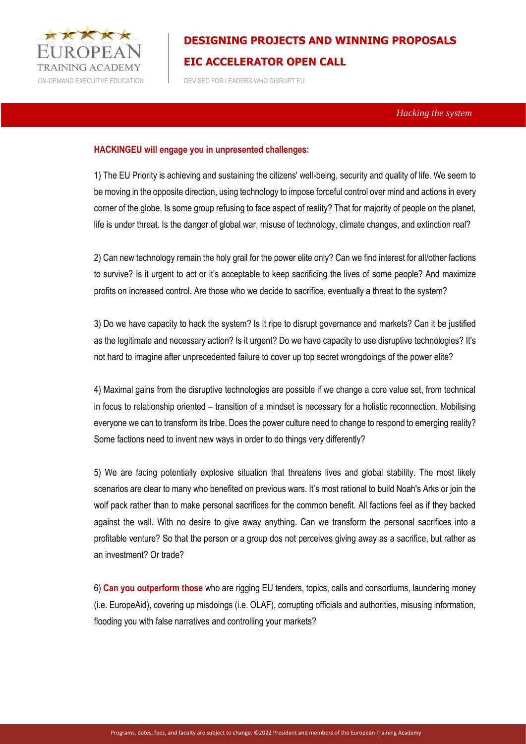*Hacking the system*

**HACKINGEU will engage you in unpresented challenges:**

1) The EU Priority is achieving and sustaining the citizens' well-being, security and quality of life. We seem to be moving in the opposite direction, using technology to impose forceful control over mind and actions in every corner of the globe. Is some group refusing to face aspect of reality? That for majority of people on the planet, life is under threat. Is the danger of global war, misuse of technology, climate changes, and extinction real?

2) Can new technology remain the holy grail for the power elite only? Can we find interest for all/other factions to survive? Is it urgent to act or it's acceptable to keep sacrificing the lives of some people? And maximize profits on increased control. Are those who we decide to sacrifice, eventually a threat to the system?

3) Do we have capacity to hack the system? Is it ripe to disrupt governance and markets? Can it be justified as the legitimate and necessary action? Is it urgent? Do we have capacity to use disruptive technologies? It's not hard to imagine after unprecedented failure to cover up top secret wrongdoings of the power elite?

4) Maximal gains from the disruptive technologies are possible if we change a core value set, from technical in focus to relationship oriented – transition of a mindset is necessary for a holistic reconnection. Mobilising everyone we can to transform its tribe. Does the power culture need to change to respond to emerging reality? Some factions need to invent new ways in order to do things very differently?

5) We are facing potentially explosive situation that threatens lives and global stability. The most likely scenarios are clear to many who benefited on previous wars. It's most rational to build Noah's Arks or join the wolf pack rather than to make personal sacrifices for the common benefit. All factions feel as if they backed against the wall. With no desire to give away anything. Can we transform the personal sacrifices into a profitable venture? So that the person or a group dos not perceives giving away as a sacrifice, but rather as an investment? Or trade?

6) **Can you outperform those** who are rigging EU tenders, topics, calls and consortiums, laundering money (i.e. EuropeAid), covering up misdoings (i.e. OLAF), corrupting officials and authorities, misusing information, flooding you with false narratives and controlling your markets?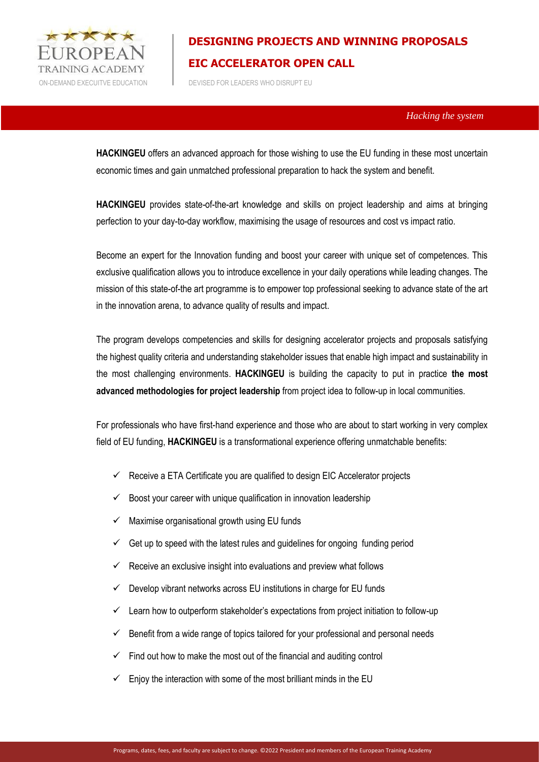**HACKINGEU** offers an advanced approach for those wishing to use the EU funding in these most uncertain economic times and gain unmatched professional preparation to hack the system and benefit.

**HACKINGEU** provides state-of-the-art knowledge and skills on project leadership and aims at bringing perfection to your day-to-day workflow, maximising the usage of resources and cost vs impact ratio.

Become an expert for the Innovation funding and boost your career with unique set of competences. This exclusive qualification allows you to introduce excellence in your daily operations while leading changes. The mission of this state-of-the art programme is to empower top professional seeking to advance state of the art in the innovation arena, to advance quality of results and impact.

The program develops competencies and skills for designing accelerator projects and proposals satisfying the highest quality criteria and understanding stakeholder issues that enable high impact and sustainability in the most challenging environments. **HACKINGEU** is building the capacity to put in practice **the most advanced methodologies for project leadership** from project idea to follow-up in local communities.

For professionals who have first-hand experience and those who are about to start working in very complex field of EU funding, **HACKINGEU** is a transformational experience offering unmatchable benefits:

- ✓ Receive a ETA Certificate you are qualified to design EIC Accelerator projects
- ✓ Boost your career with unique qualification in innovation leadership
- ✓ Maximise organisational growth using EU funds
- ✓ Get up to speed with the latest rules and guidelines for ongoing funding period
- ✓ Receive an exclusive insight into evaluations and preview what follows
- ✓ Develop vibrant networks across EU institutions in charge for EU funds
- ✓ Learn how to outperform stakeholder's expectations from project initiation to follow-up
- ✓ Benefit from a wide range of topics tailored for your professional and personal needs
- ✓ Find out how to make the most out of the financial and auditing control
- ✓ Enjoy the interaction with some of the most brilliant minds in the EU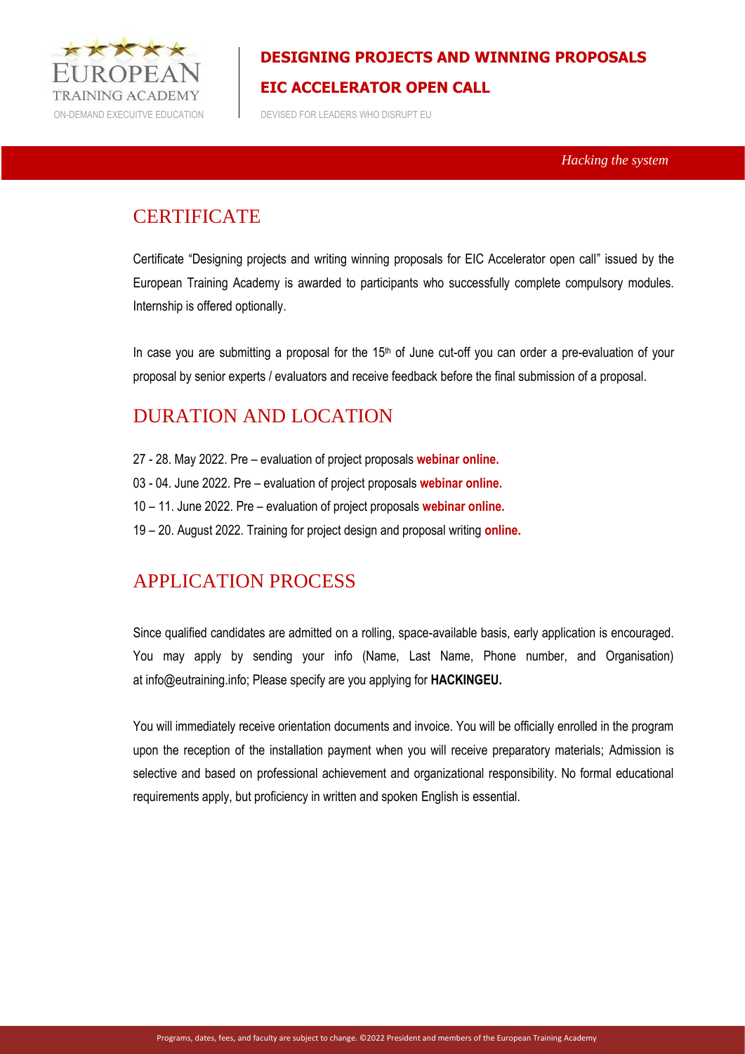## CERTIFICATE

Certificate "Designing projects and writing winning proposals for EIC Accelerator open call" issued by the European Training Academy is awarded to participants who successfully complete compulsory modules. Internship is offered optionally.

In case you are submitting a proposal for the 15th of June cut-off you can order a pre-evaluation of your proposal by senior experts / evaluators and receive feedback before the final submission of a proposal.

## DURATION AND LOCATION

27 - 28. May 2022. Pre – evaluation of project proposals **webinar online.**

03 - 04. June 2022. Pre – evaluation of project proposals **webinar online.**

10 – 11. June 2022. Pre – evaluation of project proposals **webinar online.**

19 – 20. August 2022. Training for project design and proposal writing **online.**

## APPLICATION PROCESS

Since qualified candidates are admitted on a rolling, space-available basis, early application is encouraged. You may apply by sending your info (Name, Last Name, Phone number, and Organisation) at info@eutraining.info; Please specify are you applying for **HACKINGEU.**

You will immediately receive orientation documents and invoice. You will be officially enrolled in the program upon the reception of the installation payment when you will receive preparatory materials; Admission is selective and based on professional achievement and organizational responsibility. No formal educational requirements apply, but proficiency in written and spoken English is essential.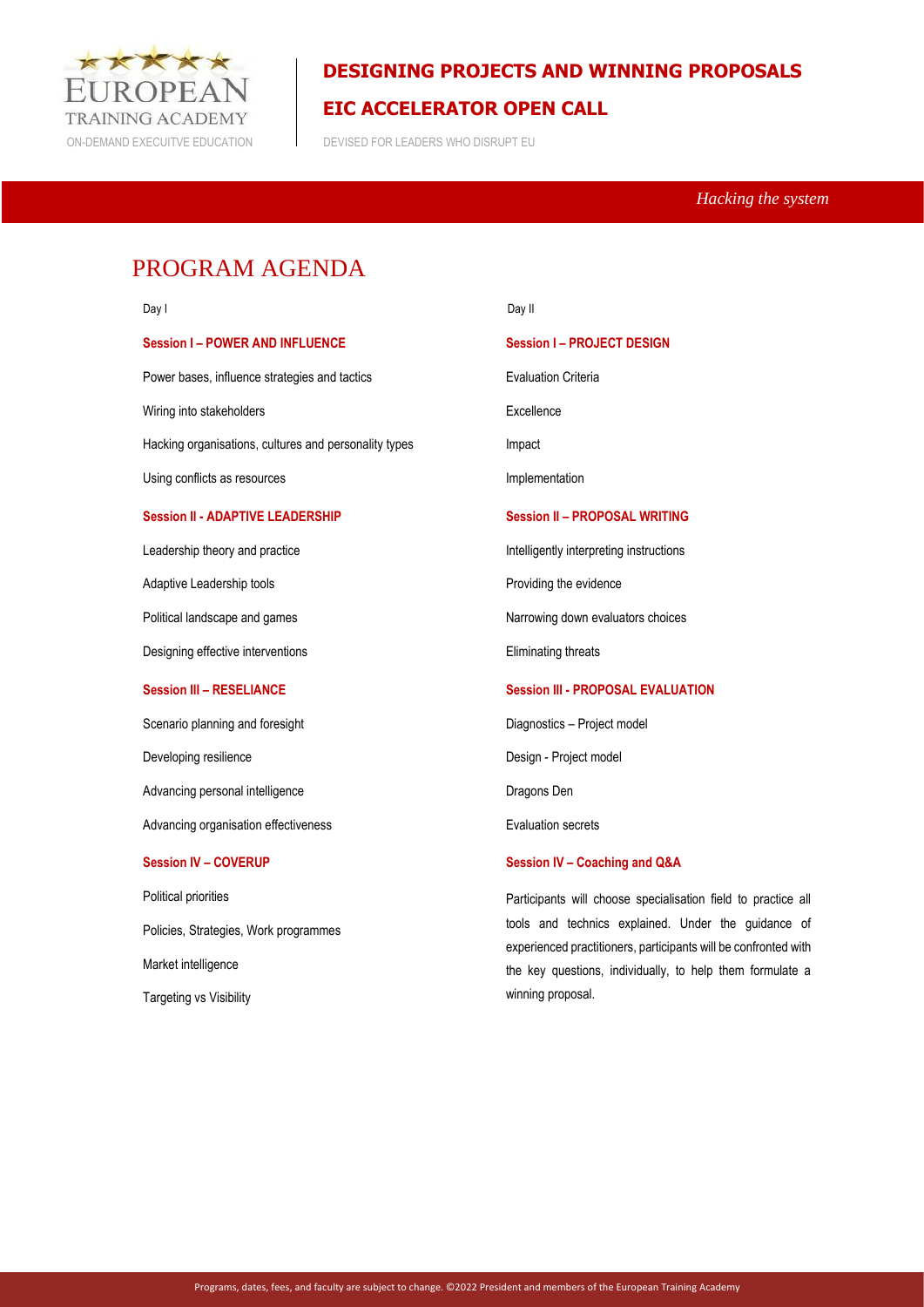# PROGRAM AGENDA

## Day I

### Session I – POWER AND INFLUENCE

Power bases, influence strategies and tactics

Wiring into stakeholders

Hacking organisations, cultures and personality types

Using conflicts as resources

### Session II - ADAPTIVE LEADERSHIP

Leadership theory and practice

Adaptive Leadership tools

Political landscape and games

Designing effective interventions

### Session III – RESELIANCE

Scenario planning and foresight

Developing resilience

Advancing personal intelligence

Advancing organisation effectiveness

### Session IV – COVERUP

Political priorities

Policies, Strategies, Work programmes

Market intelligence

Targeting vs Visibility

## Day II

### Session I – PROJECT DESIGN

Evaluation Criteria

Excellence

Impact

Implementation

### Session II – PROPOSAL WRITING

Intelligently interpreting instructions

Providing the evidence

Narrowing down evaluators choices

Eliminating threats

### Session III - PROPOSAL EVALUATION

Diagnostics – Project model

Design - Project model

Dragons Den

Evaluation secrets

### Session IV – Coaching and Q&A

Participants will choose specialisation field to practice all tools and technics explained. Under the guidance of experienced practitioners, participants will be confronted with the key questions, individually, to help them formulate a winning proposal.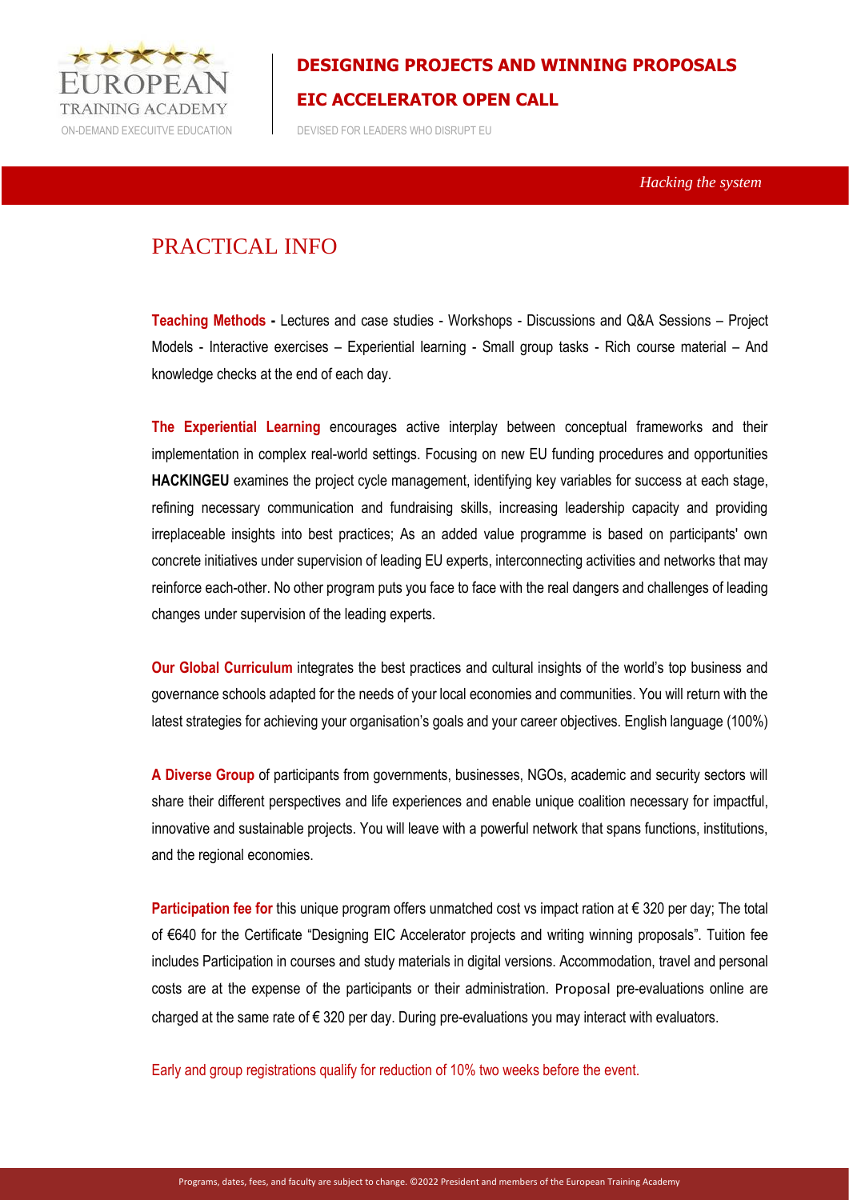# PRACTICAL INFO

**Teaching Methods -** Lectures and case studies - Workshops - Discussions and Q&A Sessions – Project Models - Interactive exercises – Experiential learning - Small group tasks - Rich course material – And knowledge checks at the end of each day.

**The Experiential Learning** encourages active interplay between conceptual frameworks and their implementation in complex real-world settings. Focusing on new EU funding procedures and opportunities **HACKINGEU** examines the project cycle management, identifying key variables for success at each stage, refining necessary communication and fundraising skills, increasing leadership capacity and providing irreplaceable insights into best practices; As an added value programme is based on participants' own concrete initiatives under supervision of leading EU experts, interconnecting activities and networks that may reinforce each-other. No other program puts you face to face with the real dangers and challenges of leading changes under supervision of the leading experts.

**Our Global Curriculum** integrates the best practices and cultural insights of the world's top business and governance schools adapted for the needs of your local economies and communities. You will return with the latest strategies for achieving your organisation's goals and your career objectives. English language (100%)

**A Diverse Group** of participants from governments, businesses, NGOs, academic and security sectors will share their different perspectives and life experiences and enable unique coalition necessary for impactful, innovative and sustainable projects. You will leave with a powerful network that spans functions, institutions, and the regional economies.

**Participation fee for** this unique program offers unmatched cost vs impact ration at € 320 per day; The total of €640 for the Certificate "Designing EIC Accelerator projects and writing winning proposals". Tuition fee includes Participation in courses and study materials in digital versions. Accommodation, travel and personal costs are at the expense of the participants or their administration. Proposal pre-evaluations online are charged at the same rate of € 320 per day. During pre-evaluations you may interact with evaluators.

Early and group registrations qualify for reduction of 10% two weeks before the event.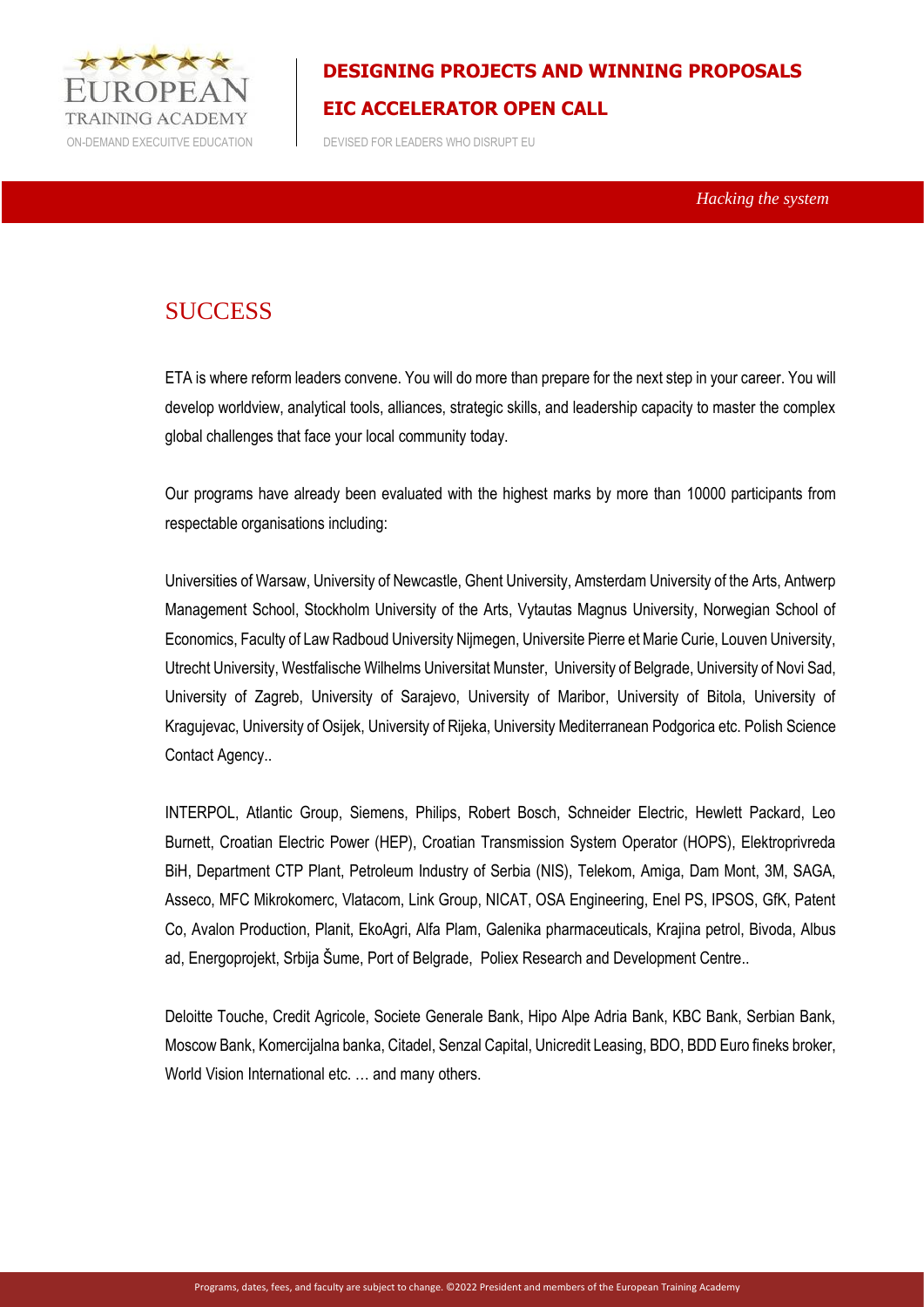## SUCCESS

ETA is where reform leaders convene. You will do more than prepare for the next step in your career. You will develop worldview, analytical tools, alliances, strategic skills, and leadership capacity to master the complex global challenges that face your local community today.

Our programs have already been evaluated with the highest marks by more than 10000 participants from respectable organisations including:

Universities of Warsaw, University of Newcastle, Ghent University, Amsterdam University of the Arts, Antwerp Management School, Stockholm University of the Arts, Vytautas Magnus University, Norwegian School of Economics, Faculty of Law Radboud University Nijmegen, Universite Pierre et Marie Curie, Louven University, Utrecht University, Westfalische Wilhelms Universitat Munster, University of Belgrade, University of Novi Sad, University of Zagreb, University of Sarajevo, University of Maribor, University of Bitola, University of Kragujevac, University of Osijek, University of Rijeka, University Mediterranean Podgorica etc. Polish Science Contact Agency..

INTERPOL, Atlantic Group, Siemens, Philips, Robert Bosch, Schneider Electric, Hewlett Packard, Leo Burnett, Croatian Electric Power (HEP), Croatian Transmission System Operator (HOPS), Elektroprivreda BiH, Department CTP Plant, Petroleum Industry of Serbia (NIS), Telekom, Amiga, Dam Mont, 3M, SAGA, Asseco, MFC Mikrokomerc, Vlatacom, Link Group, NICAT, OSA Engineering, Enel PS, IPSOS, GfK, Patent Co, Avalon Production, Planit, EkoAgri, Alfa Plam, Galenika pharmaceuticals, Krajina petrol, Bivoda, Albus ad, Energoprojekt, Srbija Šume, Port of Belgrade, Poliex Research and Development Centre..

Deloitte Touche, Credit Agricole, Societe Generale Bank, Hipo Alpe Adria Bank, KBC Bank, Serbian Bank, Moscow Bank, Komercijalna banka, Citadel, Senzal Capital, Unicredit Leasing, BDO, BDD Euro fineks broker, World Vision International etc. … and many others.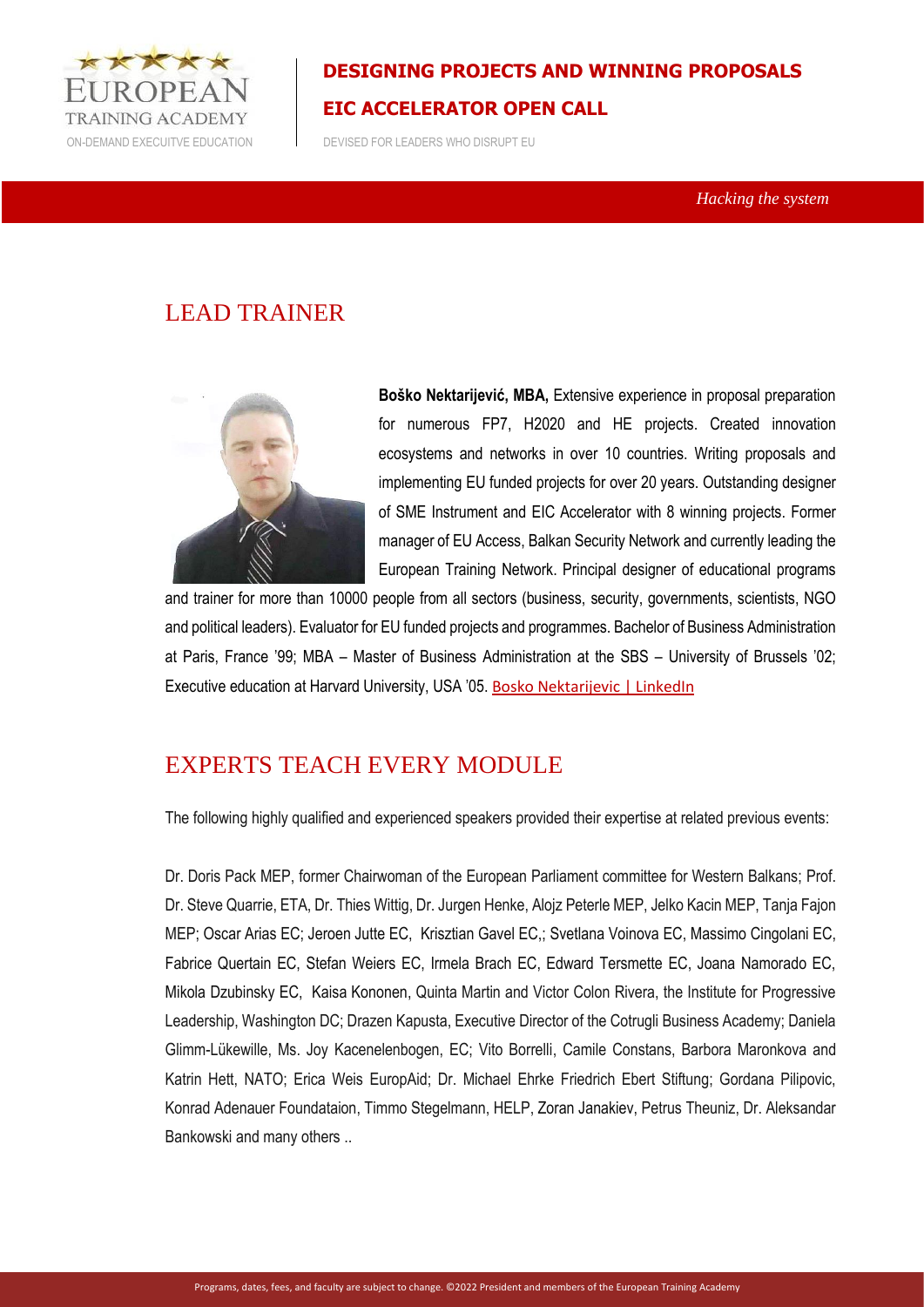## LEAD TRAINER

**Boško Nektarijević, MBA,** Extensive experience in proposal preparation for numerous FP7, H2020 and HE projects. Created innovation ecosystems and networks in over 10 countries. Writing proposals and implementing EU funded projects for over 20 years. Outstanding designer of SME Instrument and EIC Accelerator with 8 winning projects. Former manager of EU Access, Balkan Security Network and currently leading the European Training Network. Principal designer of educational programs and trainer for more than 10000 people from all sectors (business, security, governments, scientists, NGO and political leaders). Evaluator for EU funded projects and programmes. Bachelor of Business Administration at Paris, France '99; MBA – Master of Business Administration at the SBS – University of Brussels '02; Executive education at Harvard University, USA '05. Bosko Nektarijevic | LinkedIn

## EXPERTS TEACH EVERY MODULE

The following highly qualified and experienced speakers provided their expertise at related previous events:

Dr. Doris Pack MEP, former Chairwoman of the European Parliament committee for Western Balkans; Prof. Dr. Steve Quarrie, ETA, Dr. Thies Wittig, Dr. Jurgen Henke, Alojz Peterle MEP, Jelko Kacin MEP, Tanja Fajon MEP; Oscar Arias EC; Jeroen Jutte EC, Krisztian Gavel EC,; Svetlana Voinova EC, Massimo Cingolani EC, Fabrice Quertain EC, Stefan Weiers EC, Irmela Brach EC, Edward Tersmette EC, Joana Namorado EC, Mikola Dzubinsky EC, Kaisa Kononen, Quinta Martin and Victor Colon Rivera, the Institute for Progressive Leadership, Washington DC; Drazen Kapusta, Executive Director of the Cotrugli Business Academy; Daniela Glimm-Lükewille, Ms. Joy Kacenelenbogen, EC; Vito Borrelli, Camile Constans, Barbora Maronkova and Katrin Hett, NATO; Erica Weis EuropAid; Dr. Michael Ehrke Friedrich Ebert Stiftung; Gordana Pilipovic, Konrad Adenauer Foundataion, Timmo Stegelmann, HELP, Zoran Janakiev, Petrus Theuniz, Dr. Aleksandar Bankowski and many others ..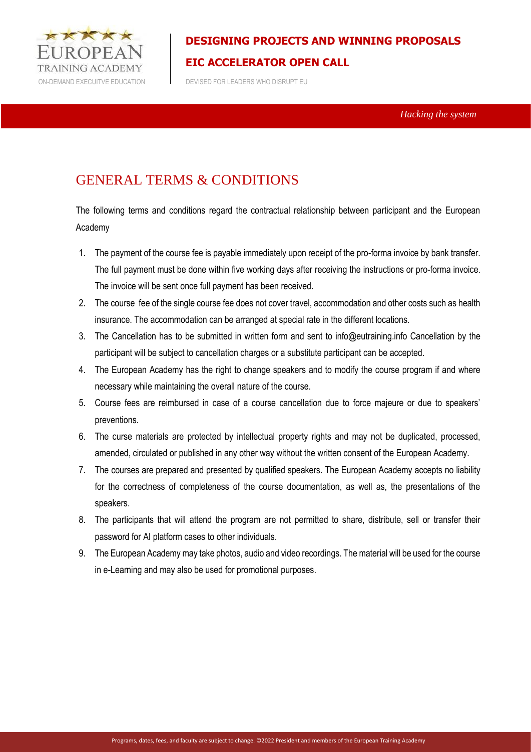# GENERAL TERMS & CONDITIONS

The following terms and conditions regard the contractual relationship between participant and the European Academy

1. The payment of the course fee is payable immediately upon receipt of the pro-forma invoice by bank transfer. The full payment must be done within five working days after receiving the instructions or pro-forma invoice. The invoice will be sent once full payment has been received.
2. The course fee of the single course fee does not cover travel, accommodation and other costs such as health insurance. The accommodation can be arranged at special rate in the different locations.
3. The Cancellation has to be submitted in written form and sent to info@eutraining.info Cancellation by the participant will be subject to cancellation charges or a substitute participant can be accepted.
4. The European Academy has the right to change speakers and to modify the course program if and where necessary while maintaining the overall nature of the course.
5. Course fees are reimbursed in case of a course cancellation due to force majeure or due to speakers' preventions.
6. The curse materials are protected by intellectual property rights and may not be duplicated, processed, amended, circulated or published in any other way without the written consent of the European Academy.
7. The courses are prepared and presented by qualified speakers. The European Academy accepts no liability for the correctness of completeness of the course documentation, as well as, the presentations of the speakers.
8. The participants that will attend the program are not permitted to share, distribute, sell or transfer their password for AI platform cases to other individuals.
9. The European Academy may take photos, audio and video recordings. The material will be used for the course in e-Learning and may also be used for promotional purposes.